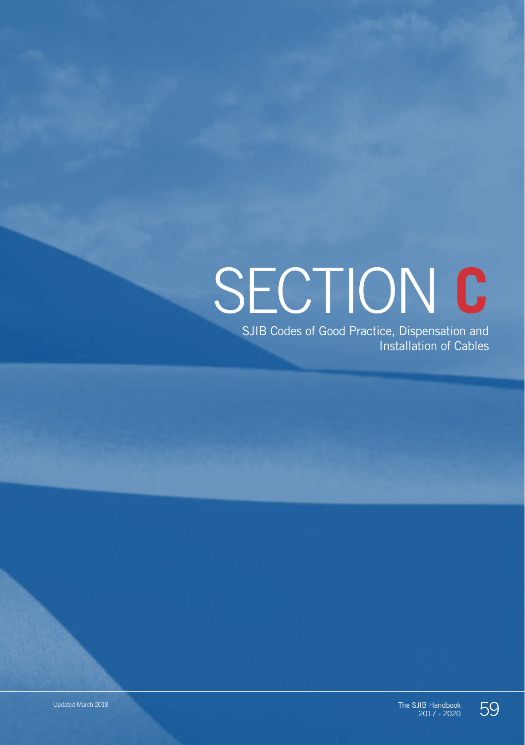# SECTION C

SJIB Codes of Good Practice, Dispensation and Installation of Cables

Updated March 2018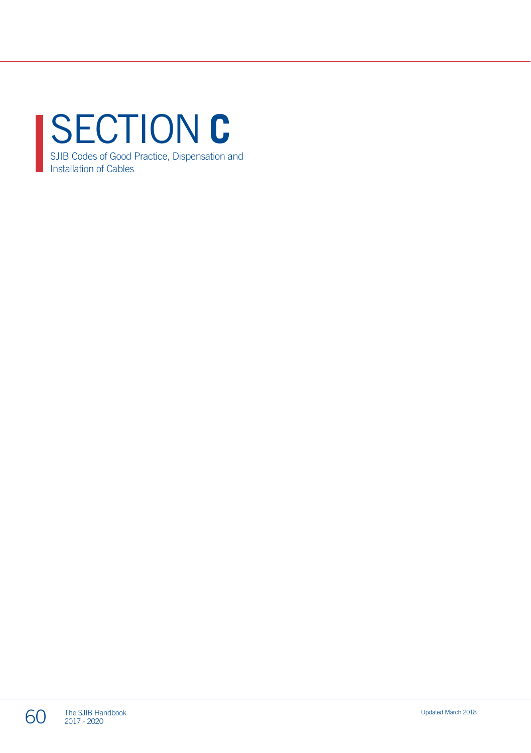# SECTION C

SJIB Codes of Good Practice, Dispensation and Installation of Cables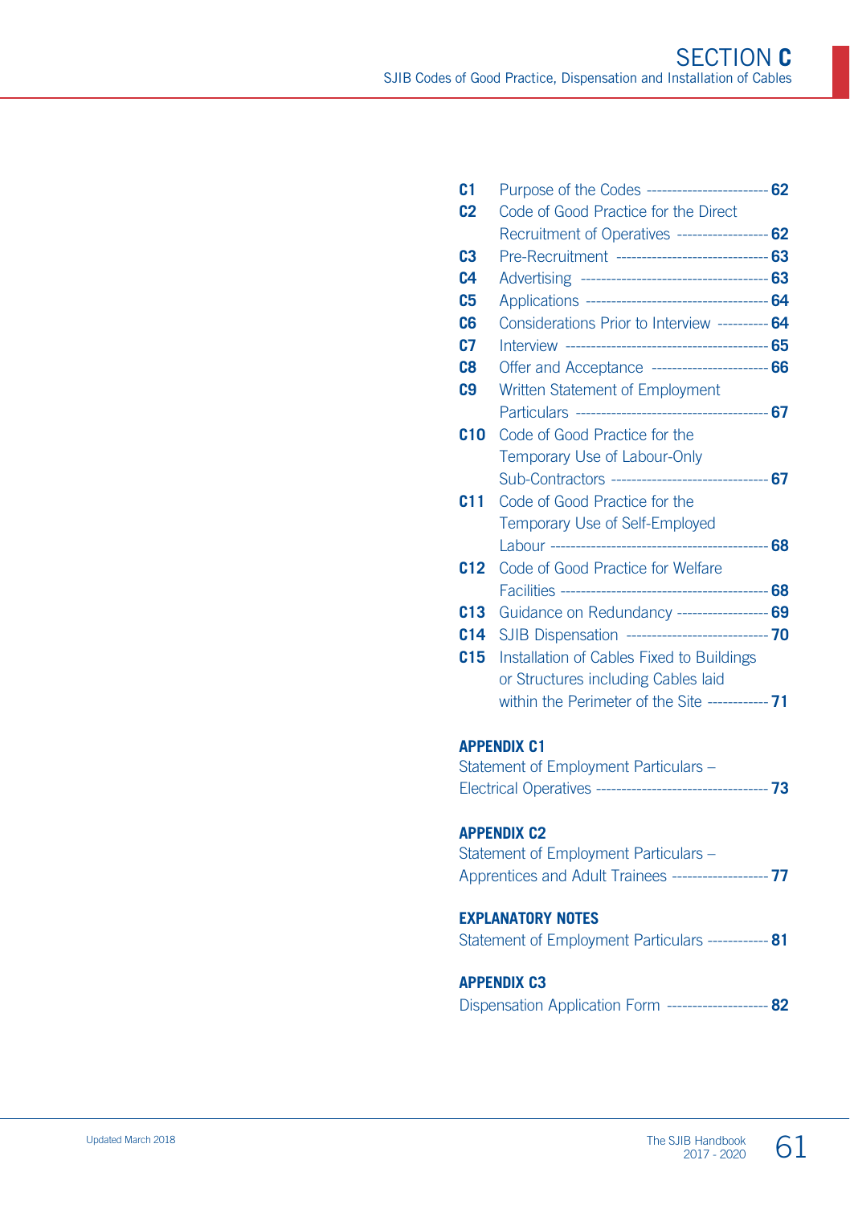# SECTION C

## SJIB Codes of Good Practice, Dispensation and Installation of Cables

| | | |
|---|---|---|
| **C1** | Purpose of the Codes | **62** |
| **C2** | Code of Good Practice for the Direct Recruitment of Operatives | **62** |
| **C3** | Pre-Recruitment | **63** |
| **C4** | Advertising | **63** |
| **C5** | Applications | **64** |
| **C6** | Considerations Prior to Interview | **64** |
| **C7** | Interview | **65** |
| **C8** | Offer and Acceptance | **66** |
| **C9** | Written Statement of Employment Particulars | **67** |
| **C10** | Code of Good Practice for the Temporary Use of Labour-Only Sub-Contractors | **67** |
| **C11** | Code of Good Practice for the Temporary Use of Self-Employed Labour | **68** |
| **C12** | Code of Good Practice for Welfare Facilities | **68** |
| **C13** | Guidance on Redundancy | **69** |
| **C14** | SJIB Dispensation | **70** |
| **C15** | Installation of Cables Fixed to Buildings or Structures including Cables laid within the Perimeter of the Site | **71** |

**APPENDIX C1**

Statement of Employment Particulars – Electrical Operatives ---- **73**

**APPENDIX C2**

Statement of Employment Particulars – Apprentices and Adult Trainees ---- **77**

**EXPLANATORY NOTES**

Statement of Employment Particulars ---- **81**

**APPENDIX C3**

Dispensation Application Form ---- **82**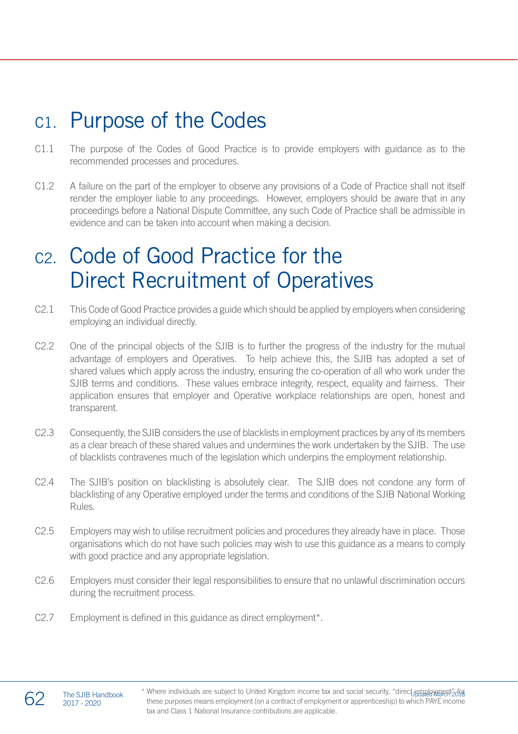# C1. Purpose of the Codes

C1.1 The purpose of the Codes of Good Practice is to provide employers with guidance as to the recommended processes and procedures.

C1.2 A failure on the part of the employer to observe any provisions of a Code of Practice shall not itself render the employer liable to any proceedings. However, employers should be aware that in any proceedings before a National Dispute Committee, any such Code of Practice shall be admissible in evidence and can be taken into account when making a decision.

# C2. Code of Good Practice for the Direct Recruitment of Operatives

C2.1 This Code of Good Practice provides a guide which should be applied by employers when considering employing an individual directly.

C2.2 One of the principal objects of the SJIB is to further the progress of the industry for the mutual advantage of employers and Operatives. To help achieve this, the SJIB has adopted a set of shared values which apply across the industry, ensuring the co-operation of all who work under the SJIB terms and conditions. These values embrace integrity, respect, equality and fairness. Their application ensures that employer and Operative workplace relationships are open, honest and transparent.

C2.3 Consequently, the SJIB considers the use of blacklists in employment practices by any of its members as a clear breach of these shared values and undermines the work undertaken by the SJIB. The use of blacklists contravenes much of the legislation which underpins the employment relationship.

C2.4 The SJIB's position on blacklisting is absolutely clear. The SJIB does not condone any form of blacklisting of any Operative employed under the terms and conditions of the SJIB National Working Rules.

C2.5 Employers may wish to utilise recruitment policies and procedures they already have in place. Those organisations which do not have such policies may wish to use this guidance as a means to comply with good practice and any appropriate legislation.

C2.6 Employers must consider their legal responsibilities to ensure that no unlawful discrimination occurs during the recruitment process.

C2.7 Employment is defined in this guidance as direct employment*.

\* Where individuals are subject to United Kingdom income tax and social security, "direct employment" for these purposes means employment (on a contract of employment or apprenticeship) to which PAYE income tax and Class 1 National Insurance contributions are applicable.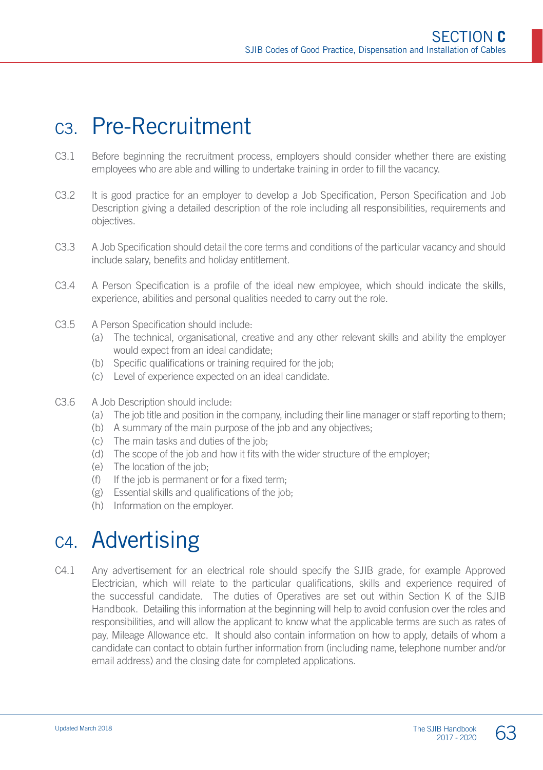# C3. Pre-Recruitment

C3.1 Before beginning the recruitment process, employers should consider whether there are existing employees who are able and willing to undertake training in order to fill the vacancy.

C3.2 It is good practice for an employer to develop a Job Specification, Person Specification and Job Description giving a detailed description of the role including all responsibilities, requirements and objectives.

C3.3 A Job Specification should detail the core terms and conditions of the particular vacancy and should include salary, benefits and holiday entitlement.

C3.4 A Person Specification is a profile of the ideal new employee, which should indicate the skills, experience, abilities and personal qualities needed to carry out the role.

C3.5 A Person Specification should include:

- (a) The technical, organisational, creative and any other relevant skills and ability the employer would expect from an ideal candidate;
- (b) Specific qualifications or training required for the job;
- (c) Level of experience expected on an ideal candidate.

C3.6 A Job Description should include:

- (a) The job title and position in the company, including their line manager or staff reporting to them;
- (b) A summary of the main purpose of the job and any objectives;
- (c) The main tasks and duties of the job;
- (d) The scope of the job and how it fits with the wider structure of the employer;
- (e) The location of the job;
- (f) If the job is permanent or for a fixed term;
- (g) Essential skills and qualifications of the job;
- (h) Information on the employer.

# C4. Advertising

C4.1 Any advertisement for an electrical role should specify the SJIB grade, for example Approved Electrician, which will relate to the particular qualifications, skills and experience required of the successful candidate. The duties of Operatives are set out within Section K of the SJIB Handbook. Detailing this information at the beginning will help to avoid confusion over the roles and responsibilities, and will allow the applicant to know what the applicable terms are such as rates of pay, Mileage Allowance etc. It should also contain information on how to apply, details of whom a candidate can contact to obtain further information from (including name, telephone number and/or email address) and the closing date for completed applications.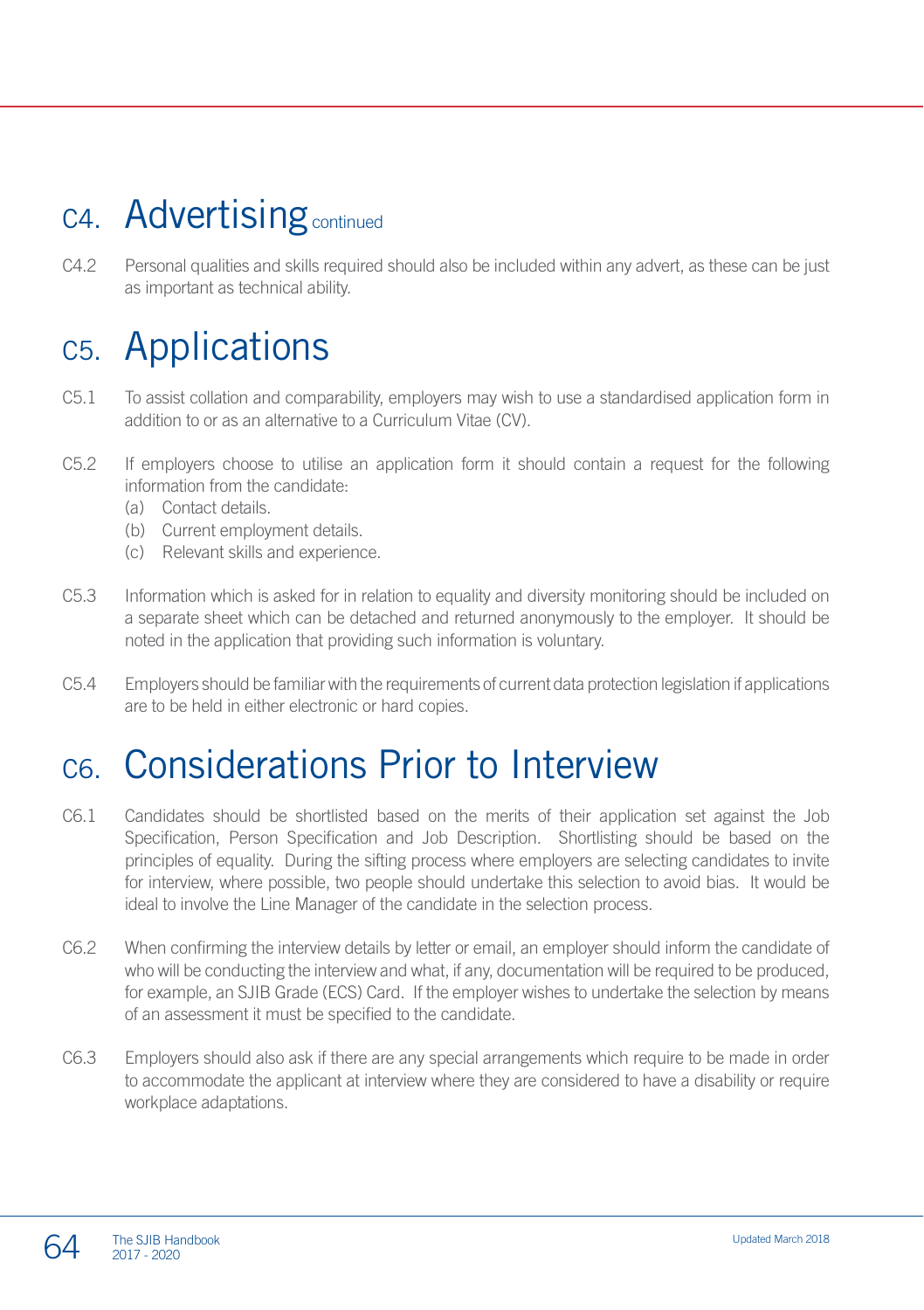# C4. Advertising continued

C4.2 Personal qualities and skills required should also be included within any advert, as these can be just as important as technical ability.

# C5. Applications

C5.1 To assist collation and comparability, employers may wish to use a standardised application form in addition to or as an alternative to a Curriculum Vitae (CV).

C5.2 If employers choose to utilise an application form it should contain a request for the following information from the candidate:

(a) Contact details.
(b) Current employment details.
(c) Relevant skills and experience.

C5.3 Information which is asked for in relation to equality and diversity monitoring should be included on a separate sheet which can be detached and returned anonymously to the employer. It should be noted in the application that providing such information is voluntary.

C5.4 Employers should be familiar with the requirements of current data protection legislation if applications are to be held in either electronic or hard copies.

# C6. Considerations Prior to Interview

C6.1 Candidates should be shortlisted based on the merits of their application set against the Job Specification, Person Specification and Job Description. Shortlisting should be based on the principles of equality. During the sifting process where employers are selecting candidates to invite for interview, where possible, two people should undertake this selection to avoid bias. It would be ideal to involve the Line Manager of the candidate in the selection process.

C6.2 When confirming the interview details by letter or email, an employer should inform the candidate of who will be conducting the interview and what, if any, documentation will be required to be produced, for example, an SJIB Grade (ECS) Card. If the employer wishes to undertake the selection by means of an assessment it must be specified to the candidate.

C6.3 Employers should also ask if there are any special arrangements which require to be made in order to accommodate the applicant at interview where they are considered to have a disability or require workplace adaptations.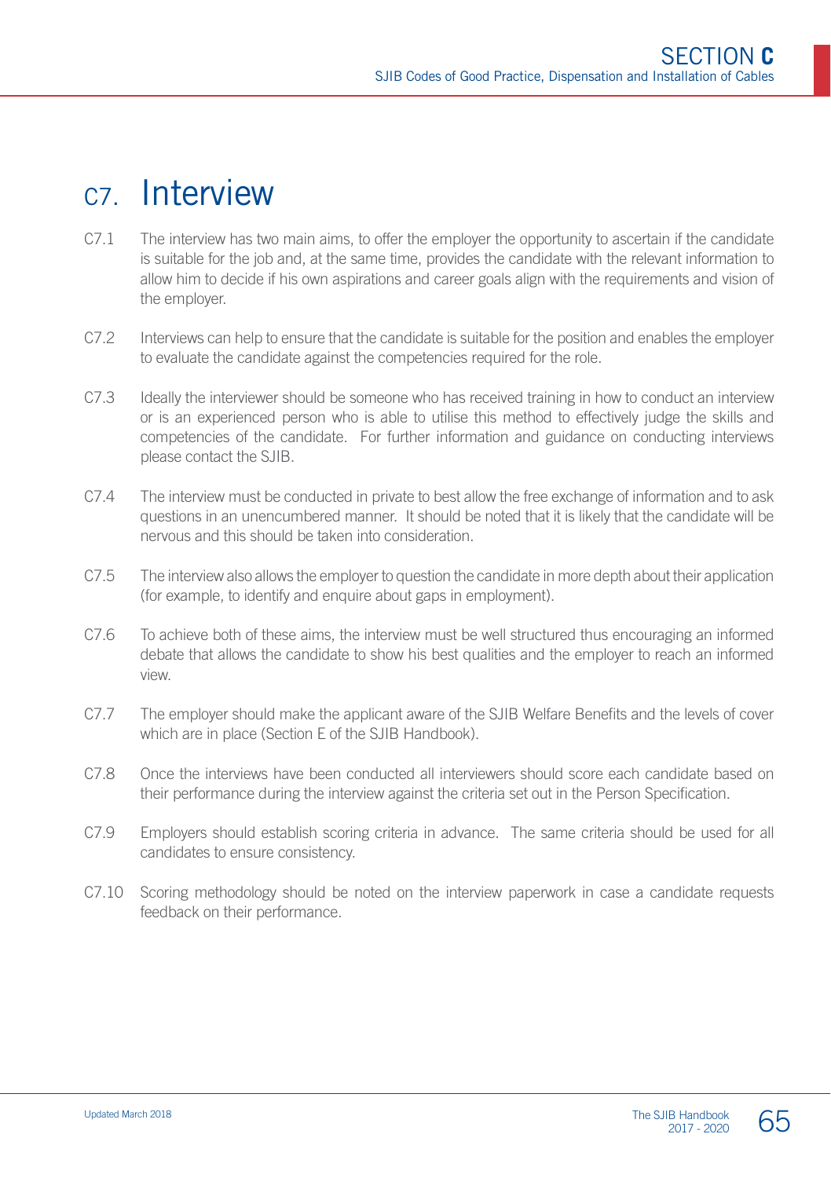# C7. Interview

C7.1 The interview has two main aims, to offer the employer the opportunity to ascertain if the candidate is suitable for the job and, at the same time, provides the candidate with the relevant information to allow him to decide if his own aspirations and career goals align with the requirements and vision of the employer.

C7.2 Interviews can help to ensure that the candidate is suitable for the position and enables the employer to evaluate the candidate against the competencies required for the role.

C7.3 Ideally the interviewer should be someone who has received training in how to conduct an interview or is an experienced person who is able to utilise this method to effectively judge the skills and competencies of the candidate. For further information and guidance on conducting interviews please contact the SJIB.

C7.4 The interview must be conducted in private to best allow the free exchange of information and to ask questions in an unencumbered manner. It should be noted that it is likely that the candidate will be nervous and this should be taken into consideration.

C7.5 The interview also allows the employer to question the candidate in more depth about their application (for example, to identify and enquire about gaps in employment).

C7.6 To achieve both of these aims, the interview must be well structured thus encouraging an informed debate that allows the candidate to show his best qualities and the employer to reach an informed view.

C7.7 The employer should make the applicant aware of the SJIB Welfare Benefits and the levels of cover which are in place (Section E of the SJIB Handbook).

C7.8 Once the interviews have been conducted all interviewers should score each candidate based on their performance during the interview against the criteria set out in the Person Specification.

C7.9 Employers should establish scoring criteria in advance. The same criteria should be used for all candidates to ensure consistency.

C7.10 Scoring methodology should be noted on the interview paperwork in case a candidate requests feedback on their performance.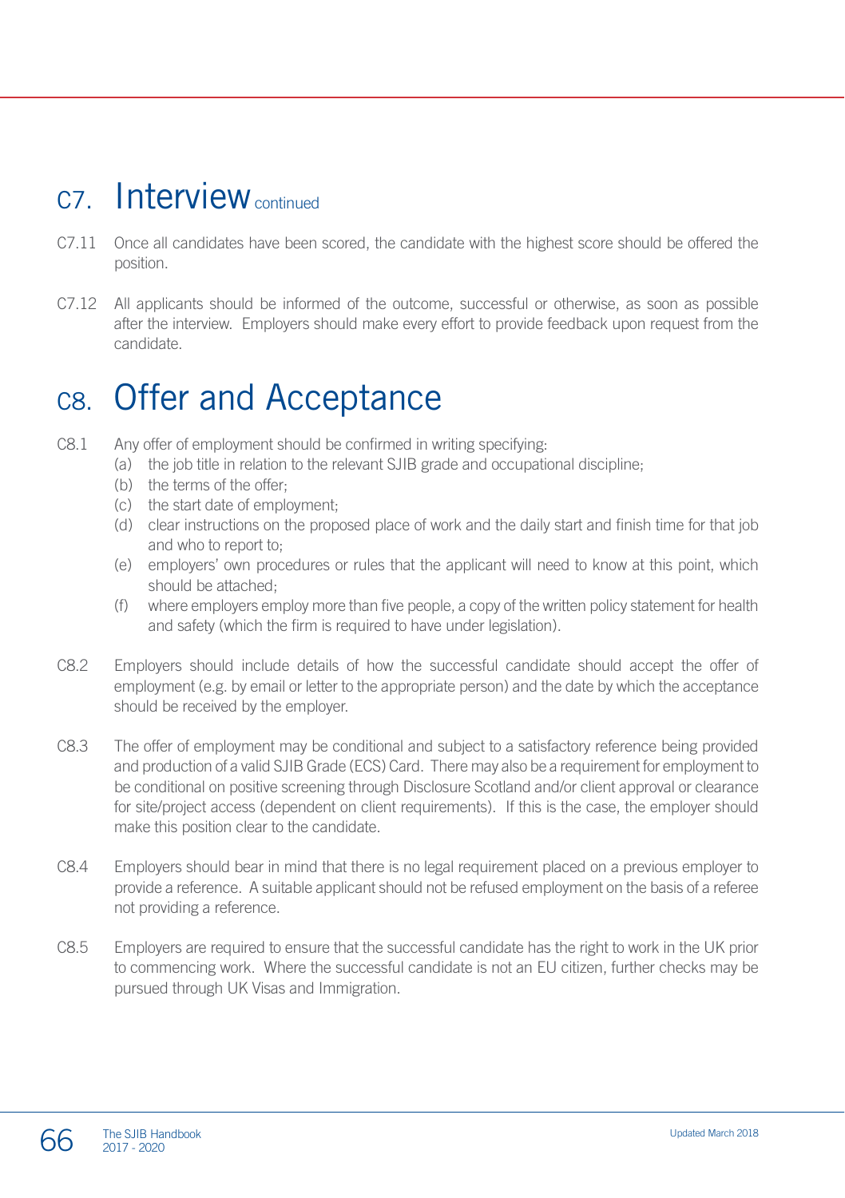## C7. Interview continued

C7.11 Once all candidates have been scored, the candidate with the highest score should be offered the position.

C7.12 All applicants should be informed of the outcome, successful or otherwise, as soon as possible after the interview. Employers should make every effort to provide feedback upon request from the candidate.

## C8. Offer and Acceptance

C8.1 Any offer of employment should be confirmed in writing specifying:

- (a) the job title in relation to the relevant SJIB grade and occupational discipline;
- (b) the terms of the offer;
- (c) the start date of employment;
- (d) clear instructions on the proposed place of work and the daily start and finish time for that job and who to report to;
- (e) employers' own procedures or rules that the applicant will need to know at this point, which should be attached;
- (f) where employers employ more than five people, a copy of the written policy statement for health and safety (which the firm is required to have under legislation).

C8.2 Employers should include details of how the successful candidate should accept the offer of employment (e.g. by email or letter to the appropriate person) and the date by which the acceptance should be received by the employer.

C8.3 The offer of employment may be conditional and subject to a satisfactory reference being provided and production of a valid SJIB Grade (ECS) Card. There may also be a requirement for employment to be conditional on positive screening through Disclosure Scotland and/or client approval or clearance for site/project access (dependent on client requirements). If this is the case, the employer should make this position clear to the candidate.

C8.4 Employers should bear in mind that there is no legal requirement placed on a previous employer to provide a reference. A suitable applicant should not be refused employment on the basis of a referee not providing a reference.

C8.5 Employers are required to ensure that the successful candidate has the right to work in the UK prior to commencing work. Where the successful candidate is not an EU citizen, further checks may be pursued through UK Visas and Immigration.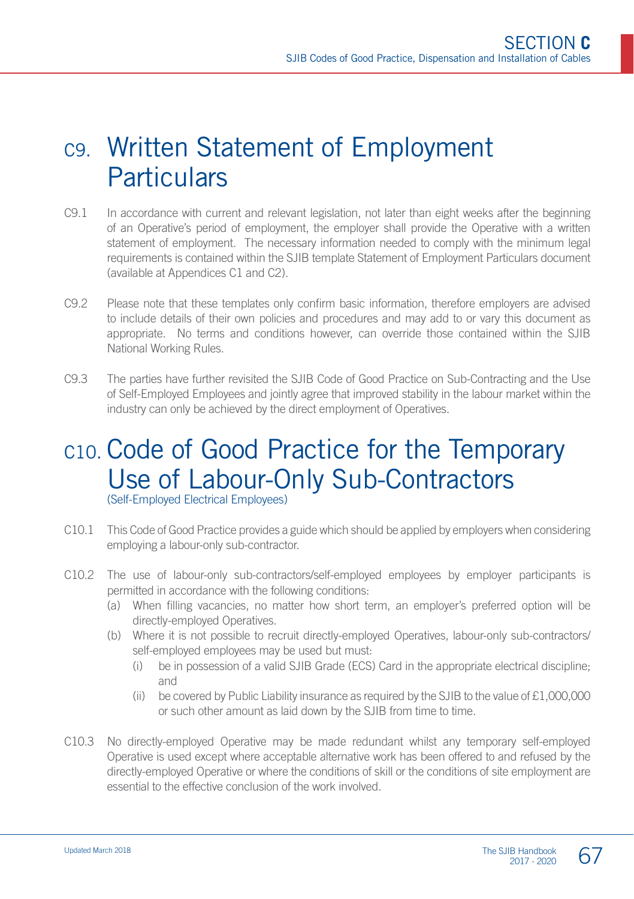# C9. Written Statement of Employment Particulars

C9.1 In accordance with current and relevant legislation, not later than eight weeks after the beginning of an Operative's period of employment, the employer shall provide the Operative with a written statement of employment. The necessary information needed to comply with the minimum legal requirements is contained within the SJIB template Statement of Employment Particulars document (available at Appendices C1 and C2).

C9.2 Please note that these templates only confirm basic information, therefore employers are advised to include details of their own policies and procedures and may add to or vary this document as appropriate. No terms and conditions however, can override those contained within the SJIB National Working Rules.

C9.3 The parties have further revisited the SJIB Code of Good Practice on Sub-Contracting and the Use of Self-Employed Employees and jointly agree that improved stability in the labour market within the industry can only be achieved by the direct employment of Operatives.

# C10. Code of Good Practice for the Temporary Use of Labour-Only Sub-Contractors

(Self-Employed Electrical Employees)

C10.1 This Code of Good Practice provides a guide which should be applied by employers when considering employing a labour-only sub-contractor.

C10.2 The use of labour-only sub-contractors/self-employed employees by employer participants is permitted in accordance with the following conditions:

- (a) When filling vacancies, no matter how short term, an employer's preferred option will be directly-employed Operatives.
- (b) Where it is not possible to recruit directly-employed Operatives, labour-only sub-contractors/ self-employed employees may be used but must:
  - (i) be in possession of a valid SJIB Grade (ECS) Card in the appropriate electrical discipline; and
  - (ii) be covered by Public Liability insurance as required by the SJIB to the value of £1,000,000 or such other amount as laid down by the SJIB from time to time.

C10.3 No directly-employed Operative may be made redundant whilst any temporary self-employed Operative is used except where acceptable alternative work has been offered to and refused by the directly-employed Operative or where the conditions of skill or the conditions of site employment are essential to the effective conclusion of the work involved.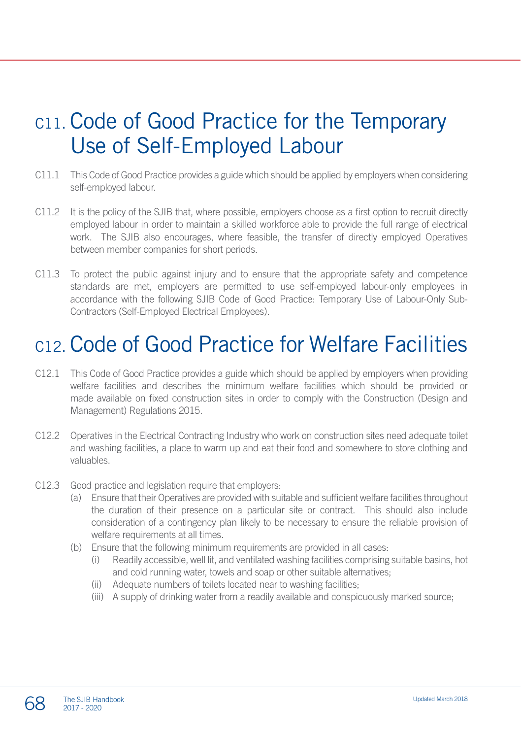# C11. Code of Good Practice for the Temporary Use of Self-Employed Labour

C11.1 This Code of Good Practice provides a guide which should be applied by employers when considering self-employed labour.

C11.2 It is the policy of the SJIB that, where possible, employers choose as a first option to recruit directly employed labour in order to maintain a skilled workforce able to provide the full range of electrical work. The SJIB also encourages, where feasible, the transfer of directly employed Operatives between member companies for short periods.

C11.3 To protect the public against injury and to ensure that the appropriate safety and competence standards are met, employers are permitted to use self-employed labour-only employees in accordance with the following SJIB Code of Good Practice: Temporary Use of Labour-Only Sub-Contractors (Self-Employed Electrical Employees).

# C12. Code of Good Practice for Welfare Facilities

C12.1 This Code of Good Practice provides a guide which should be applied by employers when providing welfare facilities and describes the minimum welfare facilities which should be provided or made available on fixed construction sites in order to comply with the Construction (Design and Management) Regulations 2015.

C12.2 Operatives in the Electrical Contracting Industry who work on construction sites need adequate toilet and washing facilities, a place to warm up and eat their food and somewhere to store clothing and valuables.

C12.3 Good practice and legislation require that employers:

(a) Ensure that their Operatives are provided with suitable and sufficient welfare facilities throughout the duration of their presence on a particular site or contract. This should also include consideration of a contingency plan likely to be necessary to ensure the reliable provision of welfare requirements at all times.

(b) Ensure that the following minimum requirements are provided in all cases:

(i) Readily accessible, well lit, and ventilated washing facilities comprising suitable basins, hot and cold running water, towels and soap or other suitable alternatives;

(ii) Adequate numbers of toilets located near to washing facilities;

(iii) A supply of drinking water from a readily available and conspicuously marked source;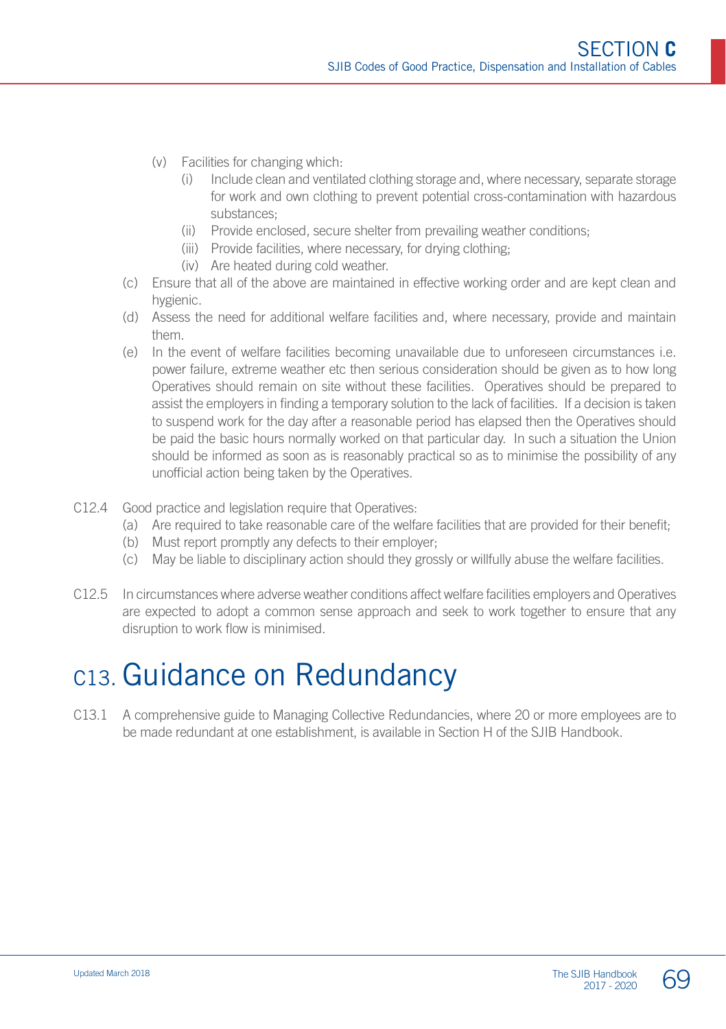(v) Facilities for changing which:
   (i) Include clean and ventilated clothing storage and, where necessary, separate storage for work and own clothing to prevent potential cross-contamination with hazardous substances;
   (ii) Provide enclosed, secure shelter from prevailing weather conditions;
   (iii) Provide facilities, where necessary, for drying clothing;
   (iv) Are heated during cold weather.

(c) Ensure that all of the above are maintained in effective working order and are kept clean and hygienic.

(d) Assess the need for additional welfare facilities and, where necessary, provide and maintain them.

(e) In the event of welfare facilities becoming unavailable due to unforeseen circumstances i.e. power failure, extreme weather etc then serious consideration should be given as to how long Operatives should remain on site without these facilities. Operatives should be prepared to assist the employers in finding a temporary solution to the lack of facilities. If a decision is taken to suspend work for the day after a reasonable period has elapsed then the Operatives should be paid the basic hours normally worked on that particular day. In such a situation the Union should be informed as soon as is reasonably practical so as to minimise the possibility of any unofficial action being taken by the Operatives.

C12.4 Good practice and legislation require that Operatives:
   (a) Are required to take reasonable care of the welfare facilities that are provided for their benefit;
   (b) Must report promptly any defects to their employer;
   (c) May be liable to disciplinary action should they grossly or willfully abuse the welfare facilities.

C12.5 In circumstances where adverse weather conditions affect welfare facilities employers and Operatives are expected to adopt a common sense approach and seek to work together to ensure that any disruption to work flow is minimised.

# C13. Guidance on Redundancy

C13.1 A comprehensive guide to Managing Collective Redundancies, where 20 or more employees are to be made redundant at one establishment, is available in Section H of the SJIB Handbook.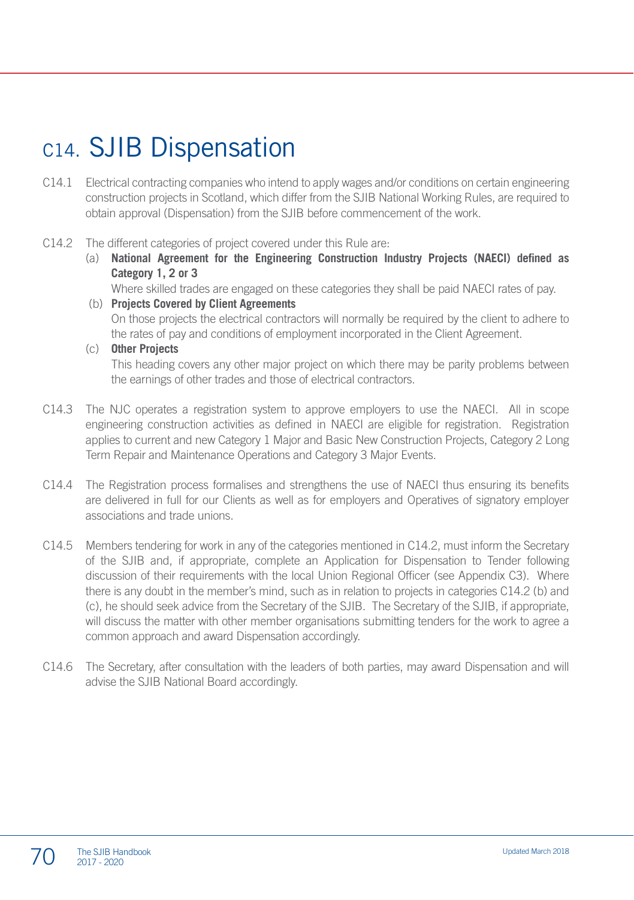# C14. SJIB Dispensation

C14.1 Electrical contracting companies who intend to apply wages and/or conditions on certain engineering construction projects in Scotland, which differ from the SJIB National Working Rules, are required to obtain approval (Dispensation) from the SJIB before commencement of the work.

C14.2 The different categories of project covered under this Rule are:

(a) **National Agreement for the Engineering Construction Industry Projects (NAECI) defined as Category 1, 2 or 3**

Where skilled trades are engaged on these categories they shall be paid NAECI rates of pay.

(b) **Projects Covered by Client Agreements**

On those projects the electrical contractors will normally be required by the client to adhere to the rates of pay and conditions of employment incorporated in the Client Agreement.

(c) **Other Projects**

This heading covers any other major project on which there may be parity problems between the earnings of other trades and those of electrical contractors.

C14.3 The NJC operates a registration system to approve employers to use the NAECI. All in scope engineering construction activities as defined in NAECI are eligible for registration. Registration applies to current and new Category 1 Major and Basic New Construction Projects, Category 2 Long Term Repair and Maintenance Operations and Category 3 Major Events.

C14.4 The Registration process formalises and strengthens the use of NAECI thus ensuring its benefits are delivered in full for our Clients as well as for employers and Operatives of signatory employer associations and trade unions.

C14.5 Members tendering for work in any of the categories mentioned in C14.2, must inform the Secretary of the SJIB and, if appropriate, complete an Application for Dispensation to Tender following discussion of their requirements with the local Union Regional Officer (see Appendix C3). Where there is any doubt in the member's mind, such as in relation to projects in categories C14.2 (b) and (c), he should seek advice from the Secretary of the SJIB. The Secretary of the SJIB, if appropriate, will discuss the matter with other member organisations submitting tenders for the work to agree a common approach and award Dispensation accordingly.

C14.6 The Secretary, after consultation with the leaders of both parties, may award Dispensation and will advise the SJIB National Board accordingly.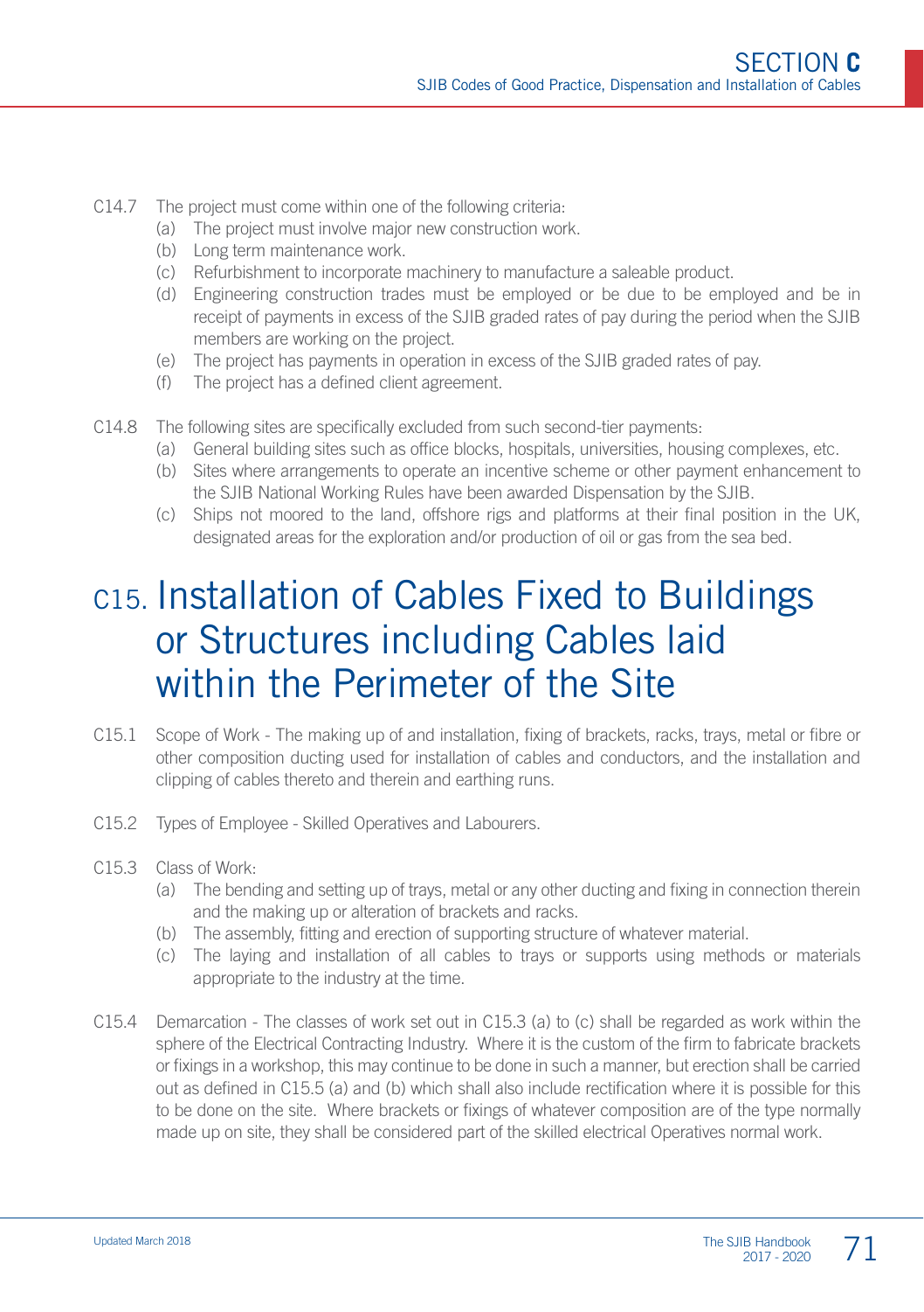C14.7 The project must come within one of the following criteria:

- (a) The project must involve major new construction work.
- (b) Long term maintenance work.
- (c) Refurbishment to incorporate machinery to manufacture a saleable product.
- (d) Engineering construction trades must be employed or be due to be employed and be in receipt of payments in excess of the SJIB graded rates of pay during the period when the SJIB members are working on the project.
- (e) The project has payments in operation in excess of the SJIB graded rates of pay.
- (f) The project has a defined client agreement.

C14.8 The following sites are specifically excluded from such second-tier payments:

- (a) General building sites such as office blocks, hospitals, universities, housing complexes, etc.
- (b) Sites where arrangements to operate an incentive scheme or other payment enhancement to the SJIB National Working Rules have been awarded Dispensation by the SJIB.
- (c) Ships not moored to the land, offshore rigs and platforms at their final position in the UK, designated areas for the exploration and/or production of oil or gas from the sea bed.

# C15. Installation of Cables Fixed to Buildings or Structures including Cables laid within the Perimeter of the Site

C15.1 Scope of Work - The making up of and installation, fixing of brackets, racks, trays, metal or fibre or other composition ducting used for installation of cables and conductors, and the installation and clipping of cables thereto and therein and earthing runs.

C15.2 Types of Employee - Skilled Operatives and Labourers.

C15.3 Class of Work:

- (a) The bending and setting up of trays, metal or any other ducting and fixing in connection therein and the making up or alteration of brackets and racks.
- (b) The assembly, fitting and erection of supporting structure of whatever material.
- (c) The laying and installation of all cables to trays or supports using methods or materials appropriate to the industry at the time.

C15.4 Demarcation - The classes of work set out in C15.3 (a) to (c) shall be regarded as work within the sphere of the Electrical Contracting Industry. Where it is the custom of the firm to fabricate brackets or fixings in a workshop, this may continue to be done in such a manner, but erection shall be carried out as defined in C15.5 (a) and (b) which shall also include rectification where it is possible for this to be done on the site. Where brackets or fixings of whatever composition are of the type normally made up on site, they shall be considered part of the skilled electrical Operatives normal work.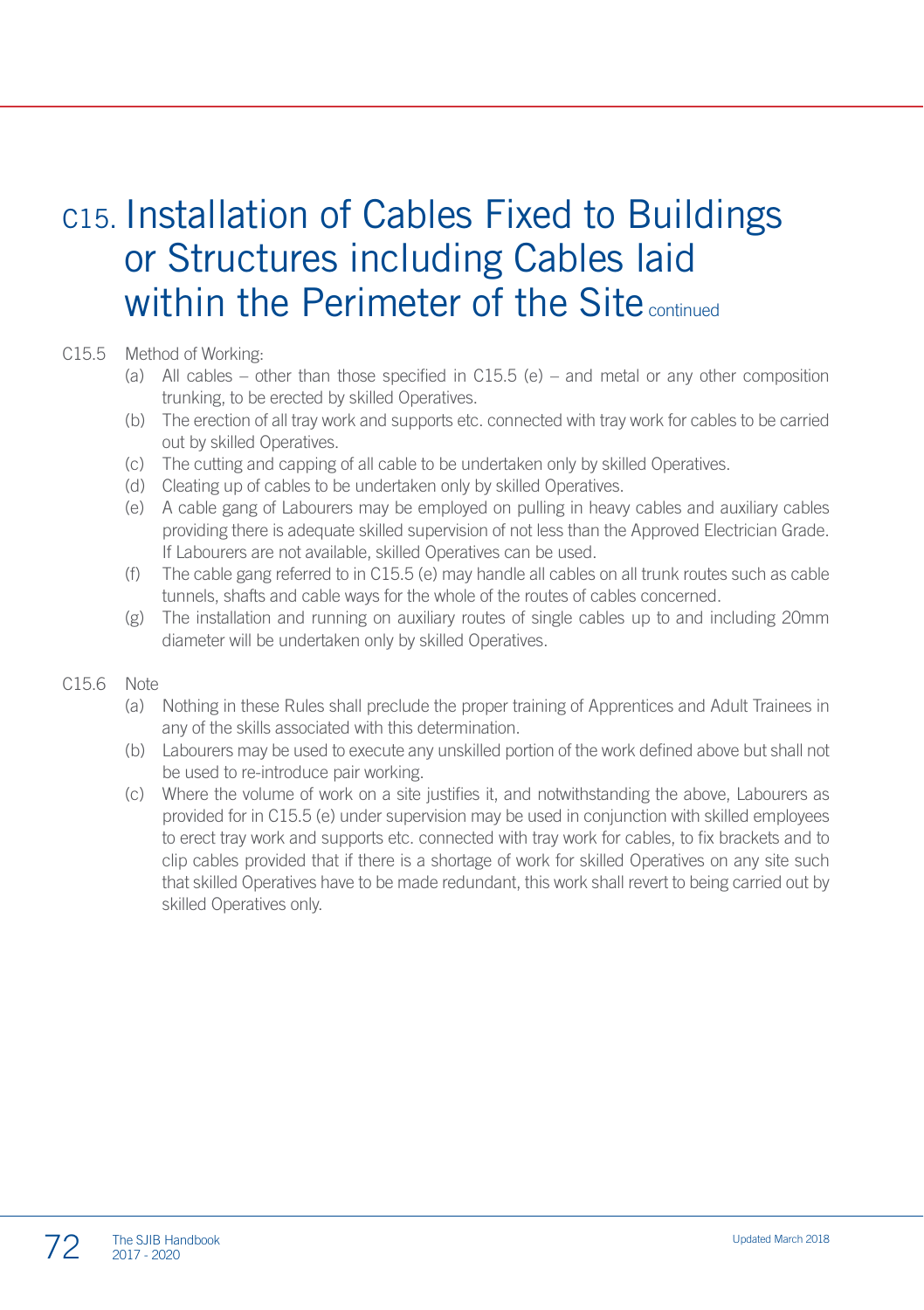# C15. Installation of Cables Fixed to Buildings or Structures including Cables laid within the Perimeter of the Site continued

C15.5 Method of Working:

(a) All cables – other than those specified in C15.5 (e) – and metal or any other composition trunking, to be erected by skilled Operatives.

(b) The erection of all tray work and supports etc. connected with tray work for cables to be carried out by skilled Operatives.

(c) The cutting and capping of all cable to be undertaken only by skilled Operatives.

(d) Cleating up of cables to be undertaken only by skilled Operatives.

(e) A cable gang of Labourers may be employed on pulling in heavy cables and auxiliary cables providing there is adequate skilled supervision of not less than the Approved Electrician Grade. If Labourers are not available, skilled Operatives can be used.

(f) The cable gang referred to in C15.5 (e) may handle all cables on all trunk routes such as cable tunnels, shafts and cable ways for the whole of the routes of cables concerned.

(g) The installation and running on auxiliary routes of single cables up to and including 20mm diameter will be undertaken only by skilled Operatives.

C15.6 Note

(a) Nothing in these Rules shall preclude the proper training of Apprentices and Adult Trainees in any of the skills associated with this determination.

(b) Labourers may be used to execute any unskilled portion of the work defined above but shall not be used to re-introduce pair working.

(c) Where the volume of work on a site justifies it, and notwithstanding the above, Labourers as provided for in C15.5 (e) under supervision may be used in conjunction with skilled employees to erect tray work and supports etc. connected with tray work for cables, to fix brackets and to clip cables provided that if there is a shortage of work for skilled Operatives on any site such that skilled Operatives have to be made redundant, this work shall revert to being carried out by skilled Operatives only.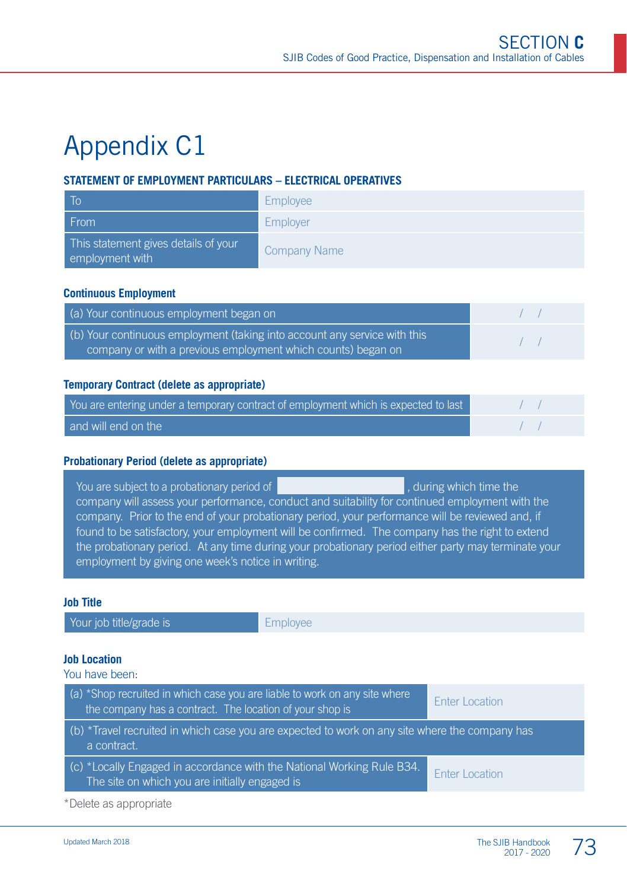# Appendix C1

## STATEMENT OF EMPLOYMENT PARTICULARS – ELECTRICAL OPERATIVES

| | |
|---|---|
| To | Employee |
| From | Employer |
| This statement gives details of your employment with | Company Name |

### Continuous Employment

| | |
|---|---|
| (a) Your continuous employment began on | / / |
| (b) Your continuous employment (taking into account any service with this company or with a previous employment which counts) began on | / / |

### Temporary Contract (delete as appropriate)

| | |
|---|---|
| You are entering under a temporary contract of employment which is expected to last | / / |
| and will end on the | / / |

### Probationary Period (delete as appropriate)

You are subject to a probationary period of _______________, during which time the company will assess your performance, conduct and suitability for continued employment with the company. Prior to the end of your probationary period, your performance will be reviewed and, if found to be satisfactory, your employment will be confirmed. The company has the right to extend the probationary period. At any time during your probationary period either party may terminate your employment by giving one week's notice in writing.

### Job Title

| | |
|---|---|
| Your job title/grade is | Employee |

### Job Location

You have been:

| | |
|---|---|
| (a) *Shop recruited in which case you are liable to work on any site where the company has a contract. The location of your shop is | Enter Location |
| (b) *Travel recruited in which case you are expected to work on any site where the company has a contract. | |
| (c) *Locally Engaged in accordance with the National Working Rule B34. The site on which you are initially engaged is | Enter Location |

*Delete as appropriate

Updated March 2018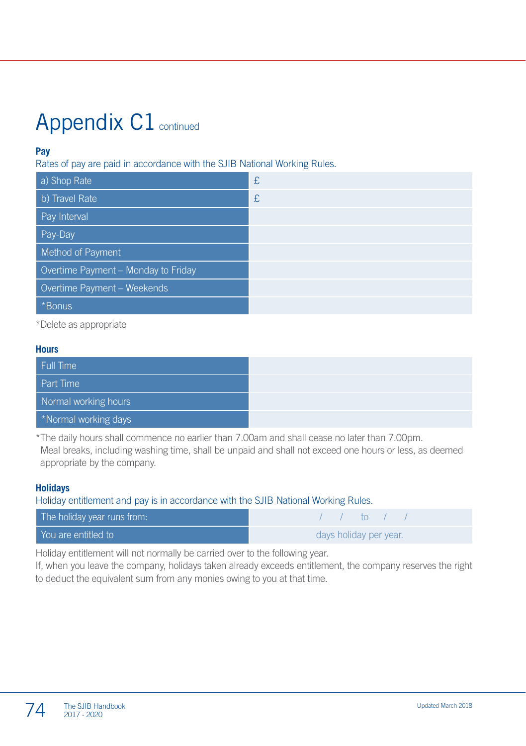# Appendix C1 continued

**Pay**

Rates of pay are paid in accordance with the SJIB National Working Rules.

| | |
|---|---|
| a) Shop Rate | £ |
| b) Travel Rate | £ |
| Pay Interval | |
| Pay-Day | |
| Method of Payment | |
| Overtime Payment – Monday to Friday | |
| Overtime Payment – Weekends | |
| *Bonus | |

*Delete as appropriate

**Hours**

| | |
|---|---|
| Full Time | |
| Part Time | |
| Normal working hours | |
| *Normal working days | |

*The daily hours shall commence no earlier than 7.00am and shall cease no later than 7.00pm. Meal breaks, including washing time, shall be unpaid and shall not exceed one hours or less, as deemed appropriate by the company.

**Holidays**

Holiday entitlement and pay is in accordance with the SJIB National Working Rules.

| | |
|---|---|
| The holiday year runs from: | / / to / / |
| You are entitled to | days holiday per year. |

Holiday entitlement will not normally be carried over to the following year.

If, when you leave the company, holidays taken already exceeds entitlement, the company reserves the right to deduct the equivalent sum from any monies owing to you at that time.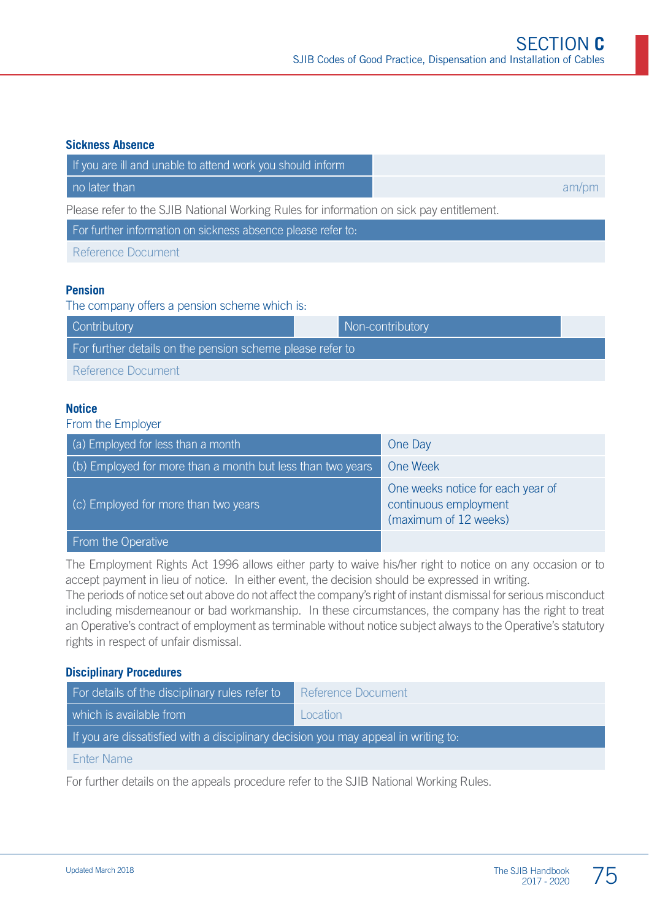### Sickness Absence

| If you are ill and unable to attend work you should inform | |
|---|---|
| no later than | am/pm |

Please refer to the SJIB National Working Rules for information on sick pay entitlement.

| For further information on sickness absence please refer to: |
|---|
| Reference Document |

### Pension

The company offers a pension scheme which is:

| Contributory | | Non-contributory | |
|---|---|---|---|
| For further details on the pension scheme please refer to | | | |
| Reference Document | | | |

### Notice

From the Employer

| | |
|---|---|
| (a) Employed for less than a month | One Day |
| (b) Employed for more than a month but less than two years | One Week |
| (c) Employed for more than two years | One weeks notice for each year of continuous employment (maximum of 12 weeks) |
| From the Operative | |

The Employment Rights Act 1996 allows either party to waive his/her right to notice on any occasion or to accept payment in lieu of notice. In either event, the decision should be expressed in writing.

The periods of notice set out above do not affect the company's right of instant dismissal for serious misconduct including misdemeanour or bad workmanship. In these circumstances, the company has the right to treat an Operative's contract of employment as terminable without notice subject always to the Operative's statutory rights in respect of unfair dismissal.

### Disciplinary Procedures

| For details of the disciplinary rules refer to | Reference Document |
|---|---|
| which is available from | Location |
| If you are dissatisfied with a disciplinary decision you may appeal in writing to: | |
| Enter Name | |

For further details on the appeals procedure refer to the SJIB National Working Rules.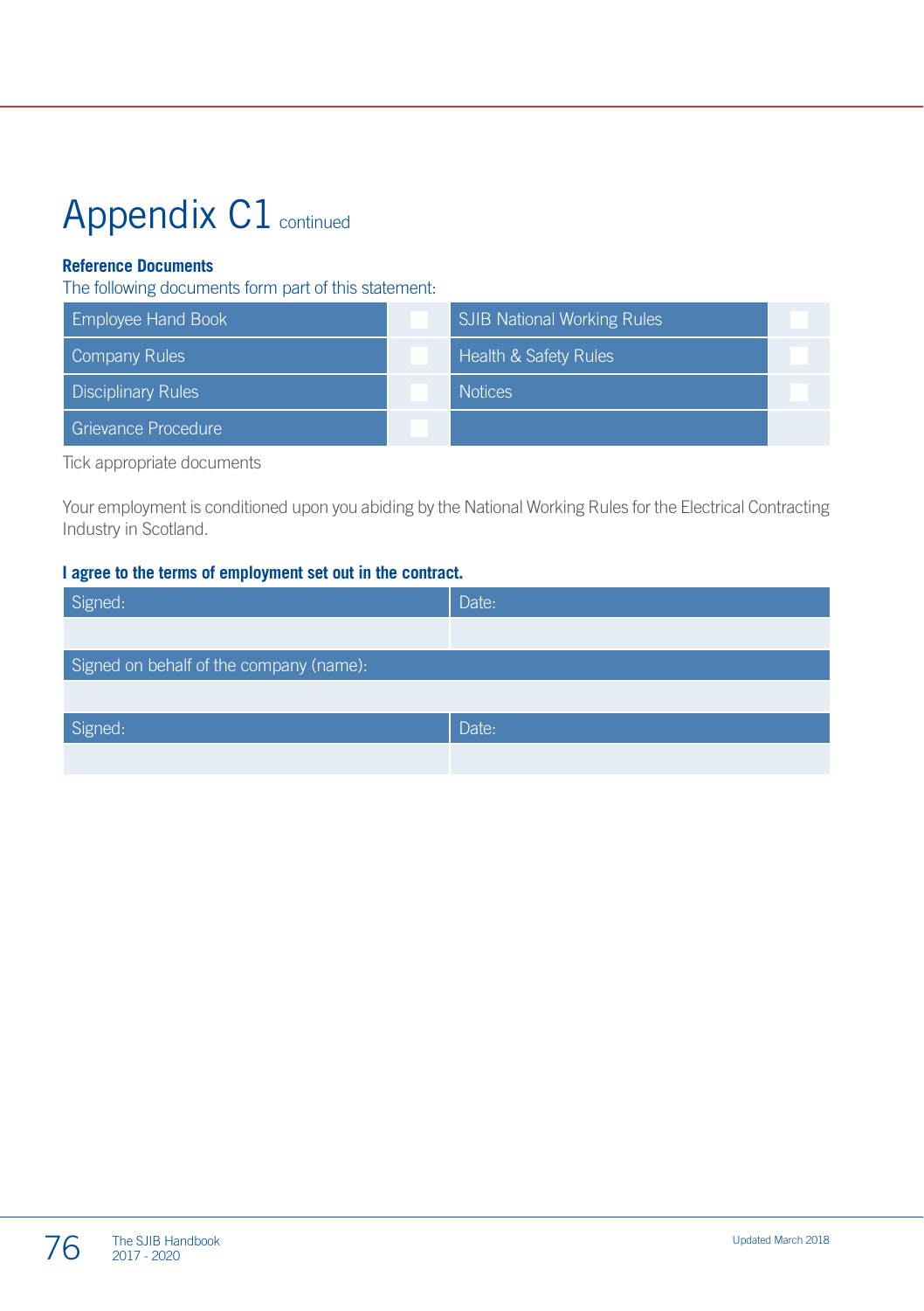# Appendix C1 continued

**Reference Documents**

The following documents form part of this statement:

| | | | |
|---|---|---|---|
| Employee Hand Book | ☐ | SJIB National Working Rules | ☐ |
| Company Rules | ☐ | Health & Safety Rules | ☐ |
| Disciplinary Rules | ☐ | Notices | ☐ |
| Grievance Procedure | ☐ | | |

Tick appropriate documents

Your employment is conditioned upon you abiding by the National Working Rules for the Electrical Contracting Industry in Scotland.

**I agree to the terms of employment set out in the contract.**

| Signed: | Date: |
|---|---|
| | |
| Signed on behalf of the company (name): | |
| | |
| Signed: | Date: |
| | |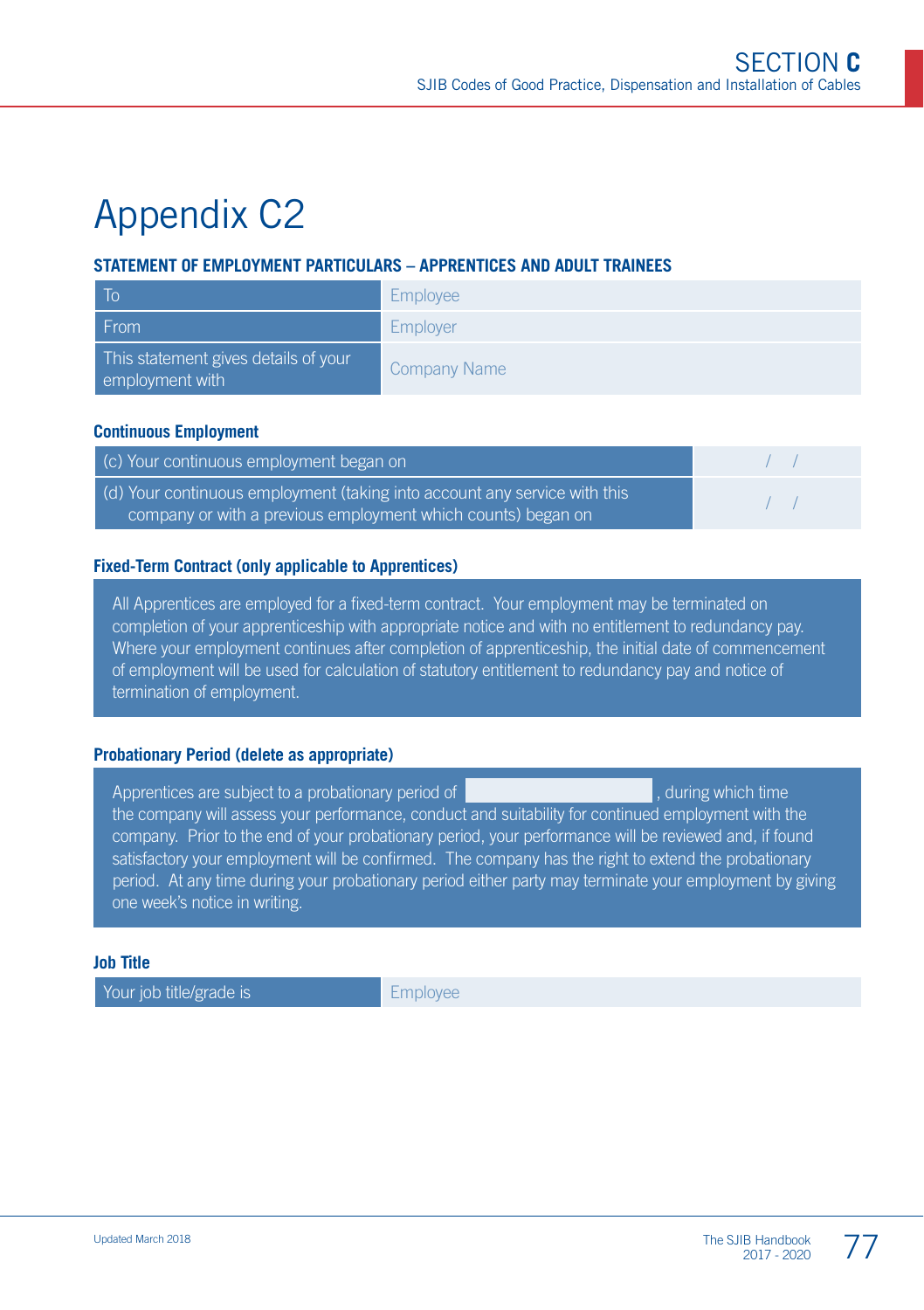# Appendix C2

### STATEMENT OF EMPLOYMENT PARTICULARS – APPRENTICES AND ADULT TRAINEES

| | |
|---|---|
| To | Employee |
| From | Employer |
| This statement gives details of your employment with | Company Name |

#### Continuous Employment

| | |
|---|---|
| (c) Your continuous employment began on | / / |
| (d) Your continuous employment (taking into account any service with this company or with a previous employment which counts) began on | / / |

#### Fixed-Term Contract (only applicable to Apprentices)

All Apprentices are employed for a fixed-term contract. Your employment may be terminated on completion of your apprenticeship with appropriate notice and with no entitlement to redundancy pay. Where your employment continues after completion of apprenticeship, the initial date of commencement of employment will be used for calculation of statutory entitlement to redundancy pay and notice of termination of employment.

#### Probationary Period (delete as appropriate)

Apprentices are subject to a probationary period of \_\_\_\_\_\_\_\_\_\_, during which time the company will assess your performance, conduct and suitability for continued employment with the company. Prior to the end of your probationary period, your performance will be reviewed and, if found satisfactory your employment will be confirmed. The company has the right to extend the probationary period. At any time during your probationary period either party may terminate your employment by giving one week's notice in writing.

#### Job Title

| | |
|---|---|
| Your job title/grade is | Employee |

Updated March 2018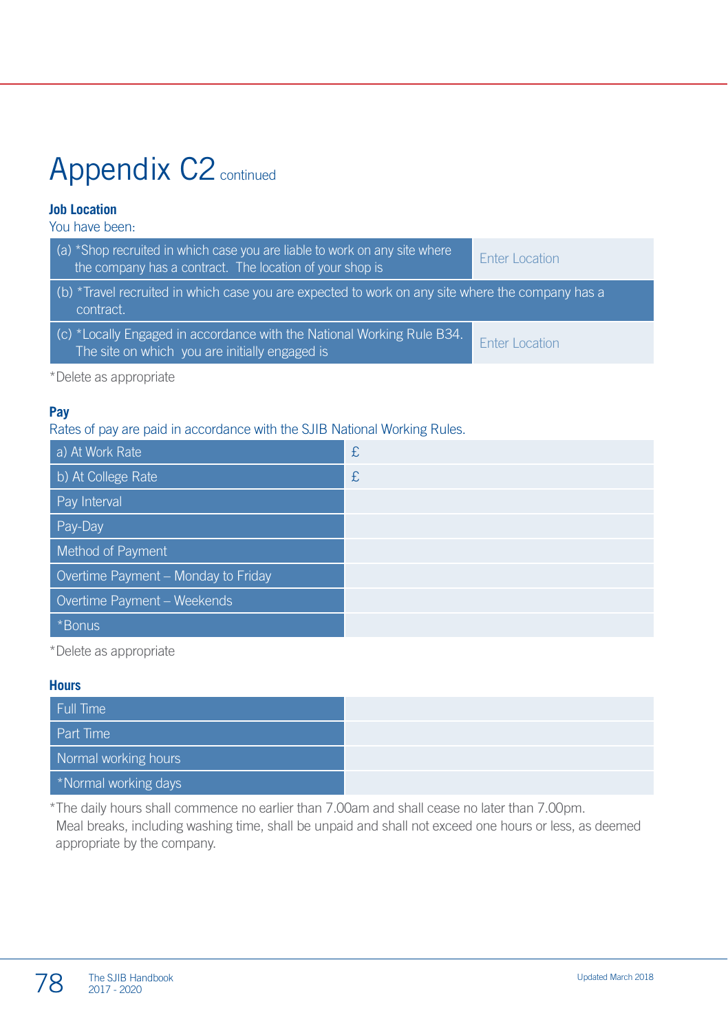# Appendix C2 continued

**Job Location**

You have been:

| | |
|---|---|
| (a) *Shop recruited in which case you are liable to work on any site where the company has a contract. The location of your shop is | Enter Location |
| (b) *Travel recruited in which case you are expected to work on any site where the company has a contract. | |
| (c) *Locally Engaged in accordance with the National Working Rule B34. The site on which you are initially engaged is | Enter Location |

*Delete as appropriate

**Pay**

Rates of pay are paid in accordance with the SJIB National Working Rules.

| | |
|---|---|
| a) At Work Rate | £ |
| b) At College Rate | £ |
| Pay Interval | |
| Pay-Day | |
| Method of Payment | |
| Overtime Payment – Monday to Friday | |
| Overtime Payment – Weekends | |
| *Bonus | |

*Delete as appropriate

**Hours**

| | |
|---|---|
| Full Time | |
| Part Time | |
| Normal working hours | |
| *Normal working days | |

*The daily hours shall commence no earlier than 7.00am and shall cease no later than 7.00pm. Meal breaks, including washing time, shall be unpaid and shall not exceed one hours or less, as deemed appropriate by the company.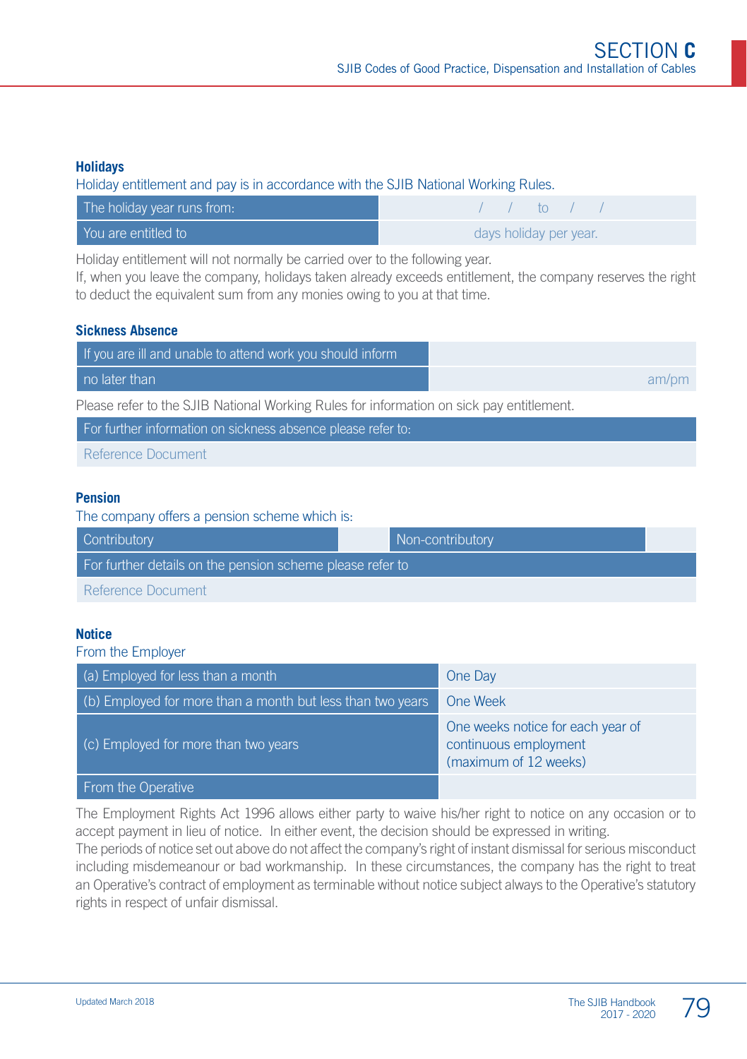## Holidays

Holiday entitlement and pay is in accordance with the SJIB National Working Rules.

| The holiday year runs from: | / / to / / |
|---|---|
| You are entitled to | days holiday per year. |

Holiday entitlement will not normally be carried over to the following year.

If, when you leave the company, holidays taken already exceeds entitlement, the company reserves the right to deduct the equivalent sum from any monies owing to you at that time.

## Sickness Absence

| If you are ill and unable to attend work you should inform | |
|---|---|
| no later than | am/pm |

Please refer to the SJIB National Working Rules for information on sick pay entitlement.

| For further information on sickness absence please refer to: |
|---|
| Reference Document |

## Pension

The company offers a pension scheme which is:

| Contributory | | Non-contributory | |
|---|---|---|---|
| For further details on the pension scheme please refer to | | | |
| Reference Document | | | |

## Notice

From the Employer

| (a) Employed for less than a month | One Day |
|---|---|
| (b) Employed for more than a month but less than two years | One Week |
| (c) Employed for more than two years | One weeks notice for each year of continuous employment (maximum of 12 weeks) |
| From the Operative | |

The Employment Rights Act 1996 allows either party to waive his/her right to notice on any occasion or to accept payment in lieu of notice. In either event, the decision should be expressed in writing.

The periods of notice set out above do not affect the company's right of instant dismissal for serious misconduct including misdemeanour or bad workmanship. In these circumstances, the company has the right to treat an Operative's contract of employment as terminable without notice subject always to the Operative's statutory rights in respect of unfair dismissal.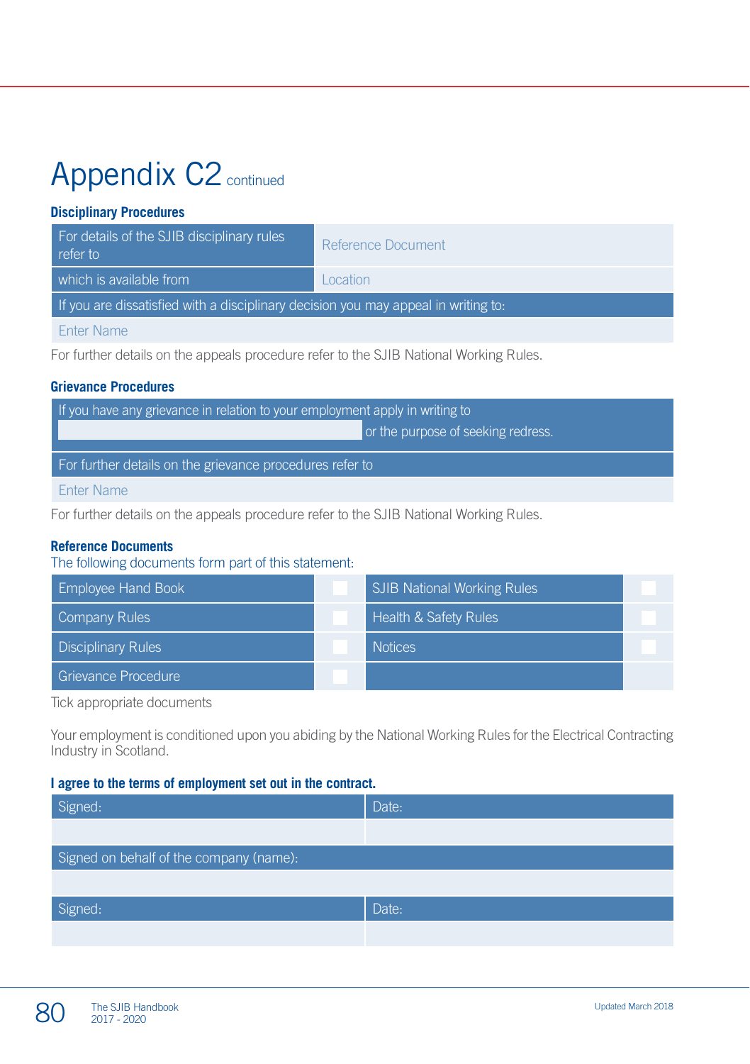# Appendix C2 continued

### Disciplinary Procedures

| For details of the SJIB disciplinary rules refer to | Reference Document |
|---|---|
| which is available from | Location |
| If you are dissatisfied with a disciplinary decision you may appeal in writing to: | |
| Enter Name | |

For further details on the appeals procedure refer to the SJIB National Working Rules.

### Grievance Procedures

| If you have any grievance in relation to your employment apply in writing to ______ or the purpose of seeking redress. |
|---|
| For further details on the grievance procedures refer to |
| Enter Name |

For further details on the appeals procedure refer to the SJIB National Working Rules.

### Reference Documents

The following documents form part of this statement:

| Document | Tick | Document | Tick |
|---|---|---|---|
| Employee Hand Book | ☐ | SJIB National Working Rules | ☐ |
| Company Rules | ☐ | Health & Safety Rules | ☐ |
| Disciplinary Rules | ☐ | Notices | ☐ |
| Grievance Procedure | ☐ | | |

Tick appropriate documents

Your employment is conditioned upon you abiding by the National Working Rules for the Electrical Contracting Industry in Scotland.

**I agree to the terms of employment set out in the contract.**

| Signed: | Date: |
|---|---|
| | |
| Signed on behalf of the company (name): | |
| | |
| Signed: | Date: |
| | |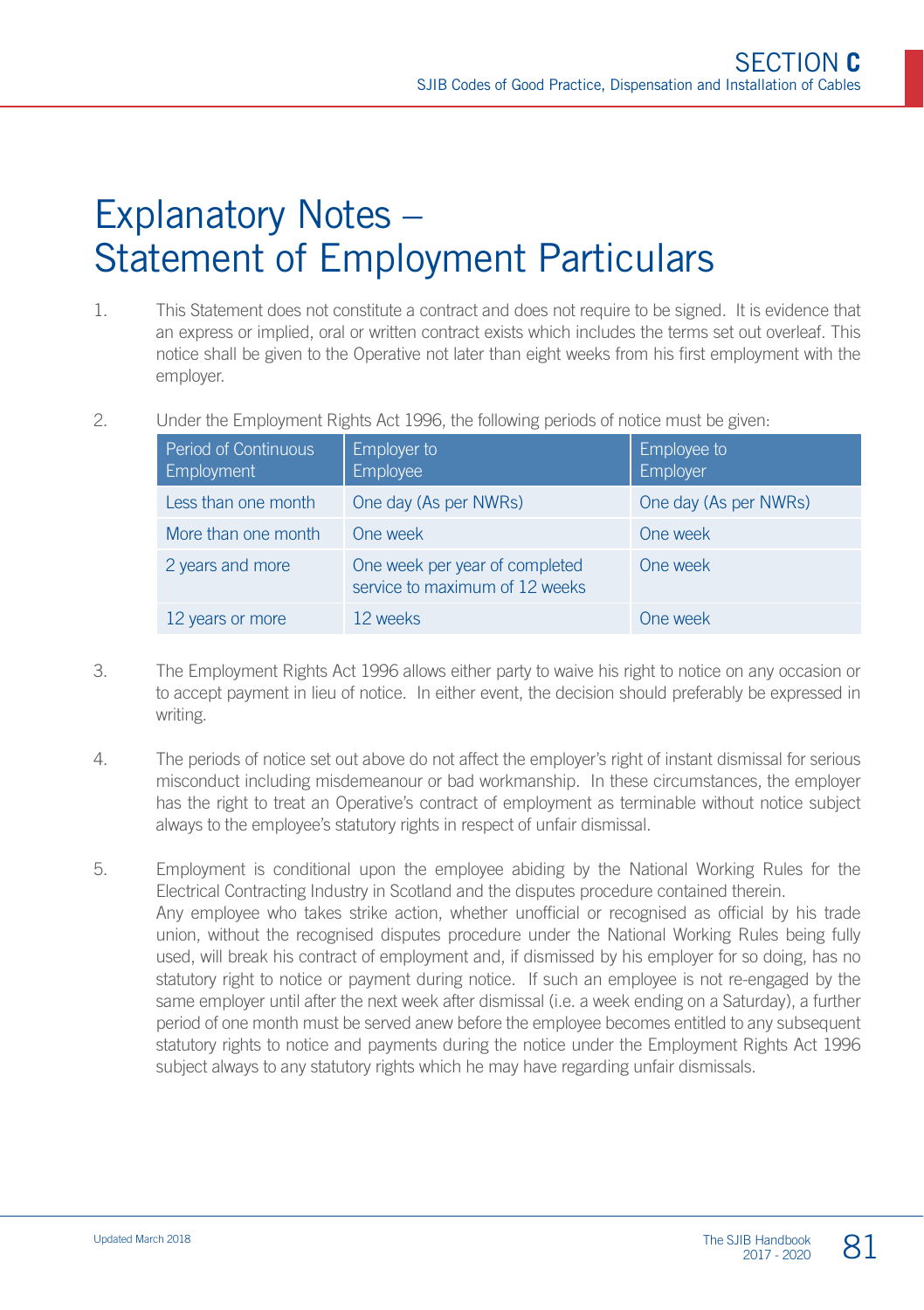# Explanatory Notes – Statement of Employment Particulars

1. This Statement does not constitute a contract and does not require to be signed. It is evidence that an express or implied, oral or written contract exists which includes the terms set out overleaf. This notice shall be given to the Operative not later than eight weeks from his first employment with the employer.

2. Under the Employment Rights Act 1996, the following periods of notice must be given:

| Period of Continuous Employment | Employer to Employee | Employee to Employer |
|---|---|---|
| Less than one month | One day (As per NWRs) | One day (As per NWRs) |
| More than one month | One week | One week |
| 2 years and more | One week per year of completed service to maximum of 12 weeks | One week |
| 12 years or more | 12 weeks | One week |

3. The Employment Rights Act 1996 allows either party to waive his right to notice on any occasion or to accept payment in lieu of notice. In either event, the decision should preferably be expressed in writing.

4. The periods of notice set out above do not affect the employer's right of instant dismissal for serious misconduct including misdemeanour or bad workmanship. In these circumstances, the employer has the right to treat an Operative's contract of employment as terminable without notice subject always to the employee's statutory rights in respect of unfair dismissal.

5. Employment is conditional upon the employee abiding by the National Working Rules for the Electrical Contracting Industry in Scotland and the disputes procedure contained therein.
Any employee who takes strike action, whether unofficial or recognised as official by his trade union, without the recognised disputes procedure under the National Working Rules being fully used, will break his contract of employment and, if dismissed by his employer for so doing, has no statutory right to notice or payment during notice. If such an employee is not re-engaged by the same employer until after the next week after dismissal (i.e. a week ending on a Saturday), a further period of one month must be served anew before the employee becomes entitled to any subsequent statutory rights to notice and payments during the notice under the Employment Rights Act 1996 subject always to any statutory rights which he may have regarding unfair dismissals.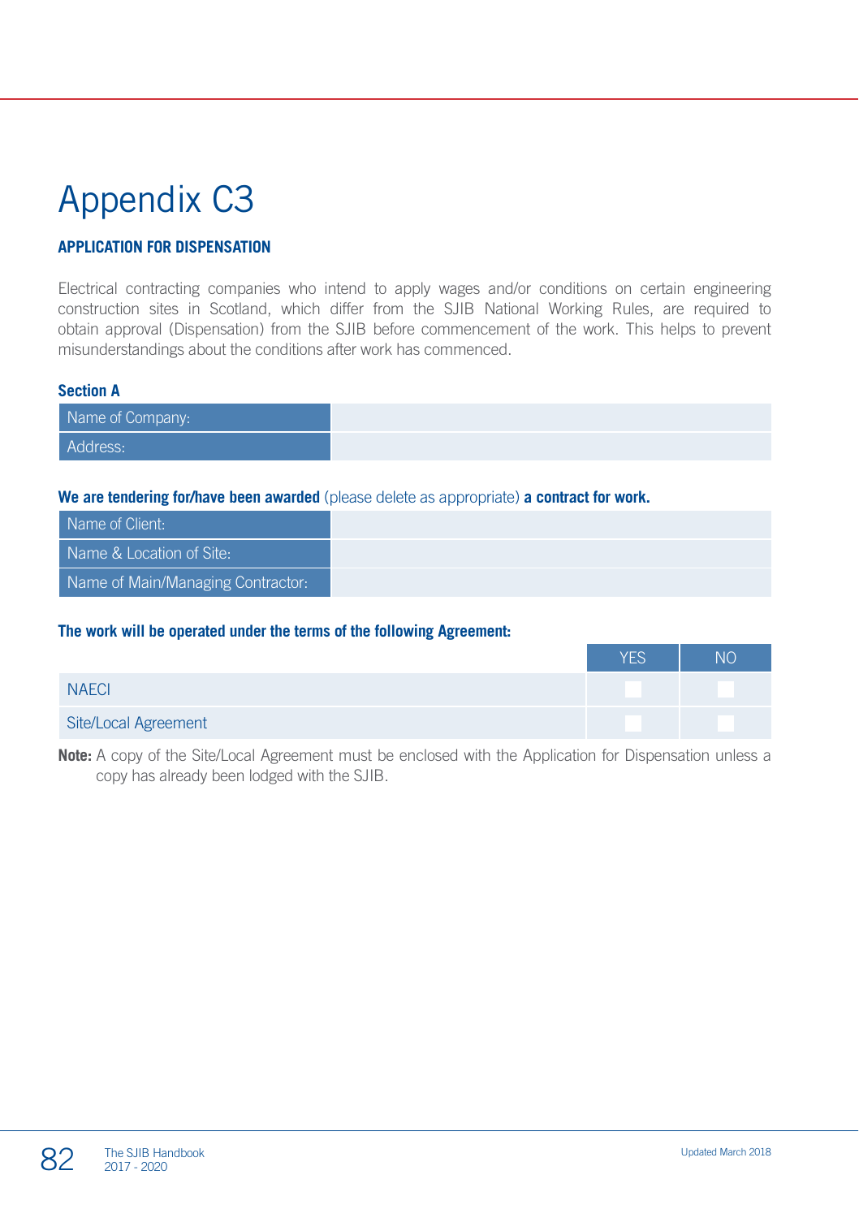# Appendix C3

**APPLICATION FOR DISPENSATION**

Electrical contracting companies who intend to apply wages and/or conditions on certain engineering construction sites in Scotland, which differ from the SJIB National Working Rules, are required to obtain approval (Dispensation) from the SJIB before commencement of the work. This helps to prevent misunderstandings about the conditions after work has commenced.

**Section A**

| | |
|---|---|
| Name of Company: | |
| Address: | |

**We are tendering for/have been awarded** (please delete as appropriate) **a contract for work.**

| | |
|---|---|
| Name of Client: | |
| Name & Location of Site: | |
| Name of Main/Managing Contractor: | |

**The work will be operated under the terms of the following Agreement:**

| | YES | NO |
|---|---|---|
| NAECI | | |
| Site/Local Agreement | | |

**Note:** A copy of the Site/Local Agreement must be enclosed with the Application for Dispensation unless a copy has already been lodged with the SJIB.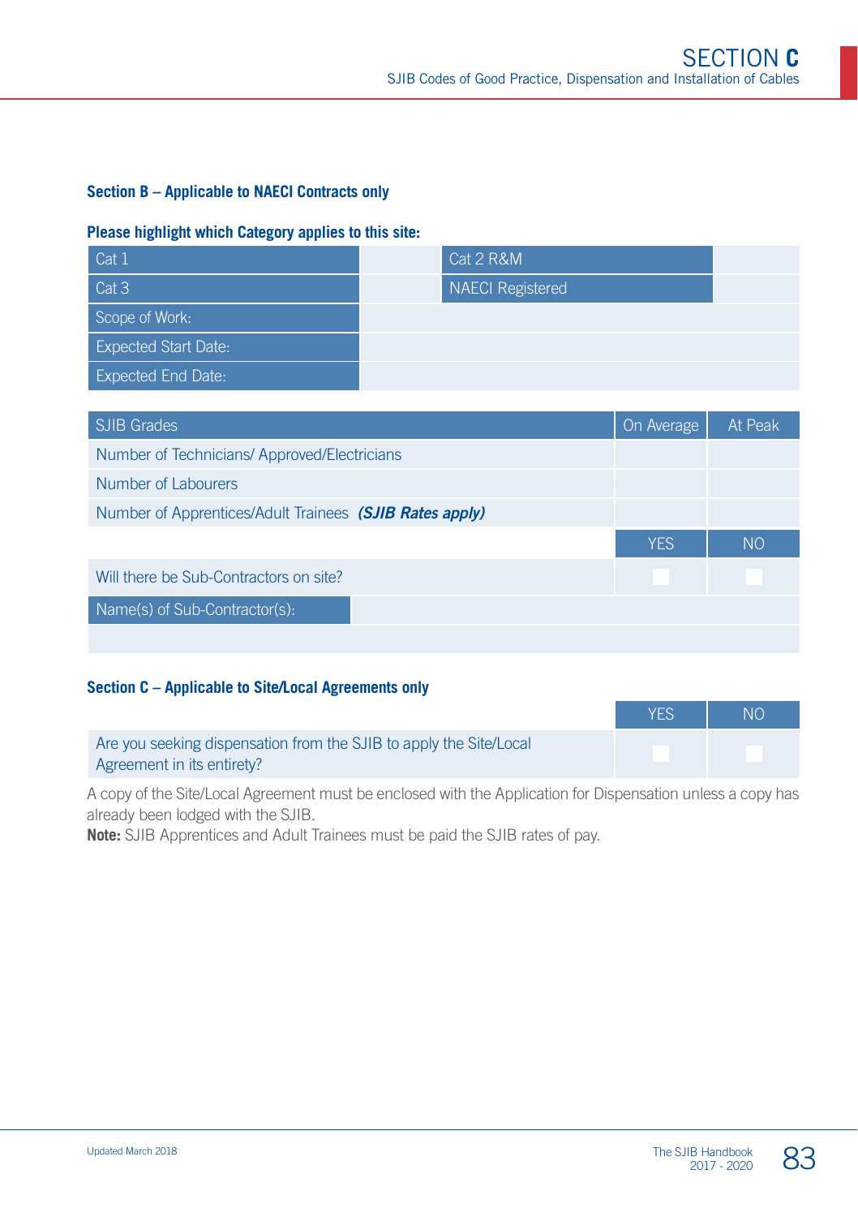## Section B – Applicable to NAECI Contracts only

### Please highlight which Category applies to this site:

| Cat 1 | | Cat 2 R&M | |
|---|---|---|---|
| Cat 3 | | NAECI Registered | |
| Scope of Work: | | | |
| Expected Start Date: | | | |
| Expected End Date: | | | |

| SJIB Grades | On Average | At Peak |
|---|---|---|
| Number of Technicians/ Approved/Electricians | | |
| Number of Labourers | | |
| Number of Apprentices/Adult Trainees ***(SJIB Rates apply)*** | | |
| | YES | NO |
| Will there be Sub-Contractors on site? | ☐ | ☐ |
| Name(s) of Sub-Contractor(s): | | |
| | | |

## Section C – Applicable to Site/Local Agreements only

| | YES | NO |
|---|---|---|
| Are you seeking dispensation from the SJIB to apply the Site/Local Agreement in its entirety? | ☐ | ☐ |

A copy of the Site/Local Agreement must be enclosed with the Application for Dispensation unless a copy has already been lodged with the SJIB.

**Note:** SJIB Apprentices and Adult Trainees must be paid the SJIB rates of pay.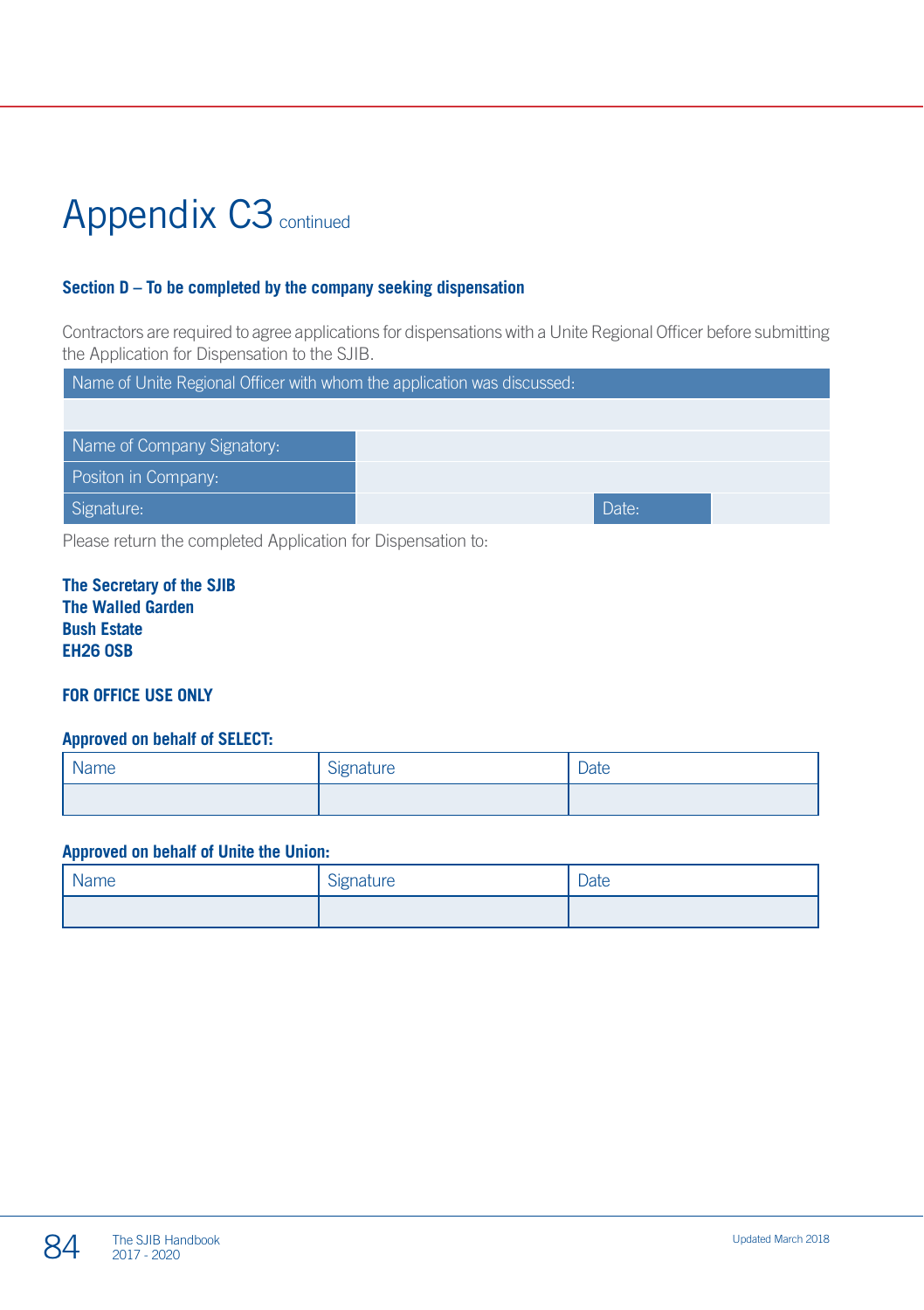# Appendix C3 continued

### Section D – To be completed by the company seeking dispensation

Contractors are required to agree applications for dispensations with a Unite Regional Officer before submitting the Application for Dispensation to the SJIB.

| Name of Unite Regional Officer with whom the application was discussed: | | | |
|---|---|---|---|
| | | | |
| Name of Company Signatory: | | | |
| Positon in Company: | | | |
| Signature: | | Date: | |

Please return the completed Application for Dispensation to:

**The Secretary of the SJIB**
**The Walled Garden**
**Bush Estate**
**EH26 OSB**

**FOR OFFICE USE ONLY**

**Approved on behalf of SELECT:**

| Name | Signature | Date |
|---|---|---|
| | | |

**Approved on behalf of Unite the Union:**

| Name | Signature | Date |
|---|---|---|
| | | |